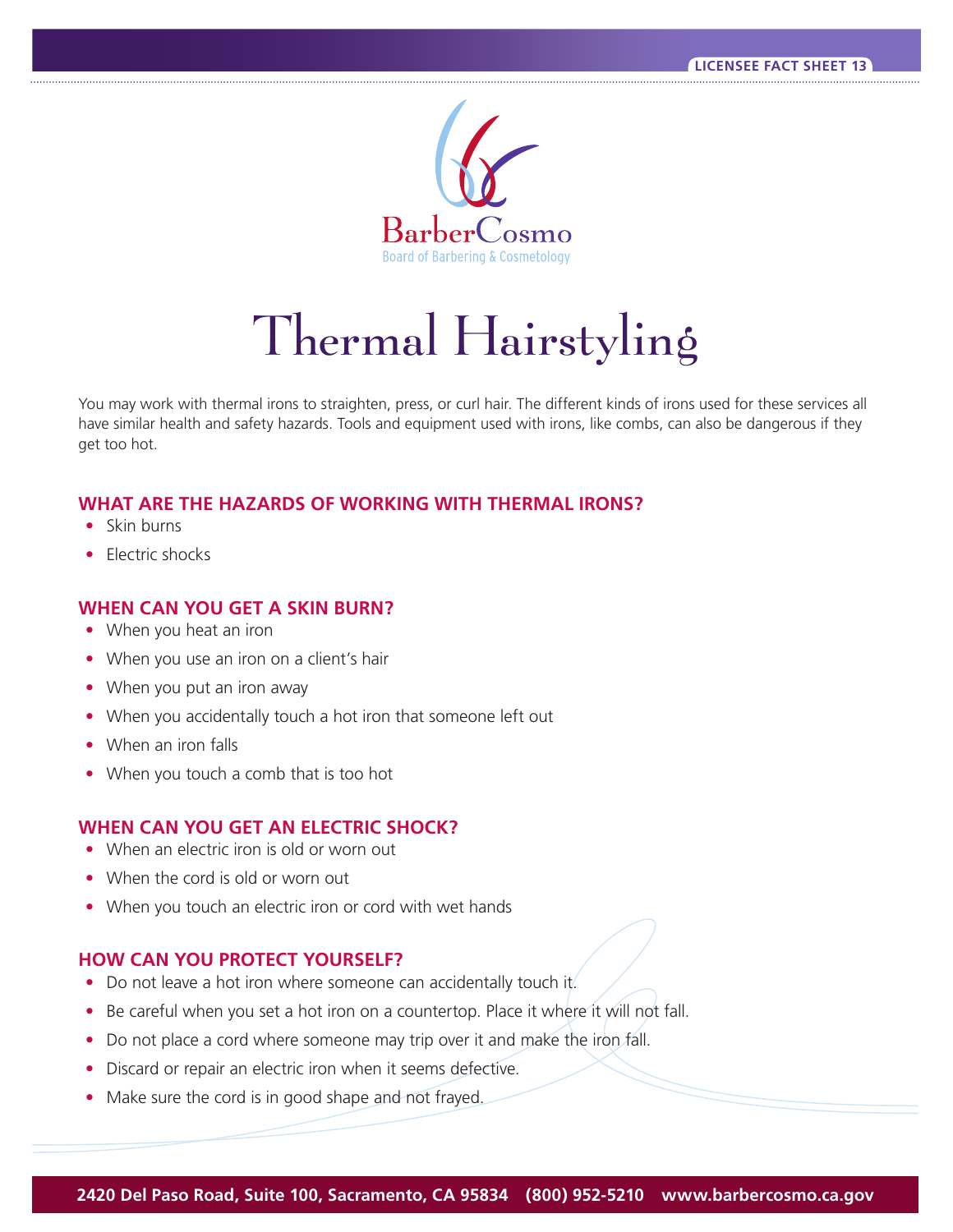LICENSEE FACT SHEET 13

BarberCosmo
Board of Barbering & Cosmetology

# Thermal Hairstyling

You may work with thermal irons to straighten, press, or curl hair. The different kinds of irons used for these services all have similar health and safety hazards. Tools and equipment used with irons, like combs, can also be dangerous if they get too hot.

## WHAT ARE THE HAZARDS OF WORKING WITH THERMAL IRONS?

- Skin burns
- Electric shocks

## WHEN CAN YOU GET A SKIN BURN?

- When you heat an iron
- When you use an iron on a client's hair
- When you put an iron away
- When you accidentally touch a hot iron that someone left out
- When an iron falls
- When you touch a comb that is too hot

## WHEN CAN YOU GET AN ELECTRIC SHOCK?

- When an electric iron is old or worn out
- When the cord is old or worn out
- When you touch an electric iron or cord with wet hands

## HOW CAN YOU PROTECT YOURSELF?

- Do not leave a hot iron where someone can accidentally touch it.
- Be careful when you set a hot iron on a countertop. Place it where it will not fall.
- Do not place a cord where someone may trip over it and make the iron fall.
- Discard or repair an electric iron when it seems defective.
- Make sure the cord is in good shape and not frayed.

2420 Del Paso Road, Suite 100, Sacramento, CA 95834 (800) 952-5210 www.barbercosmo.ca.gov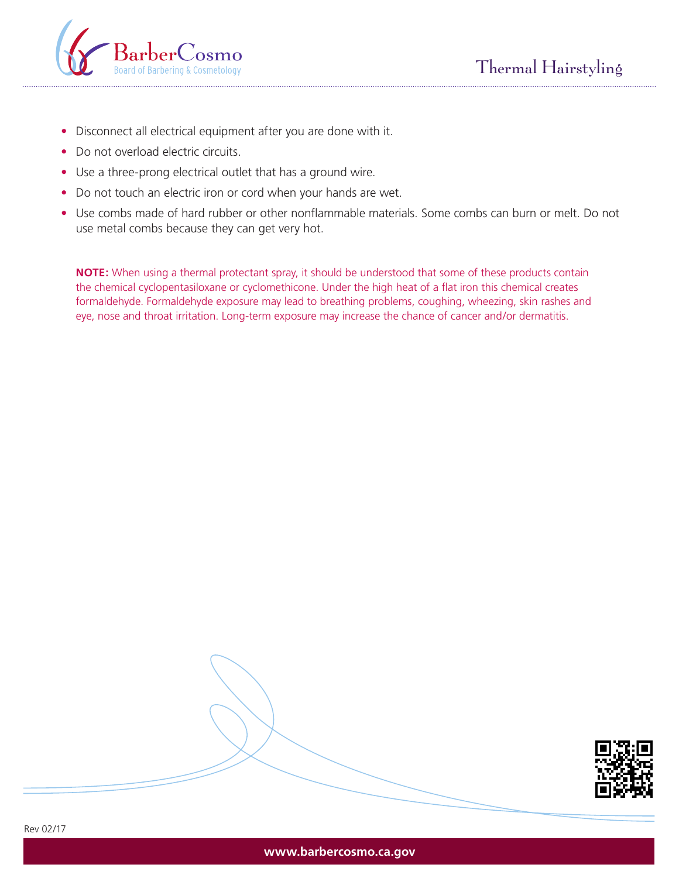- Disconnect all electrical equipment after you are done with it.
- Do not overload electric circuits.
- Use a three-prong electrical outlet that has a ground wire.
- Do not touch an electric iron or cord when your hands are wet.
- Use combs made of hard rubber or other nonflammable materials. Some combs can burn or melt. Do not use metal combs because they can get very hot.

**NOTE:** When using a thermal protectant spray, it should be understood that some of these products contain the chemical cyclopentasiloxane or cyclomethicone. Under the high heat of a flat iron this chemical creates formaldehyde. Formaldehyde exposure may lead to breathing problems, coughing, wheezing, skin rashes and eye, nose and throat irritation. Long-term exposure may increase the chance of cancer and/or dermatitis.

Rev 02/17